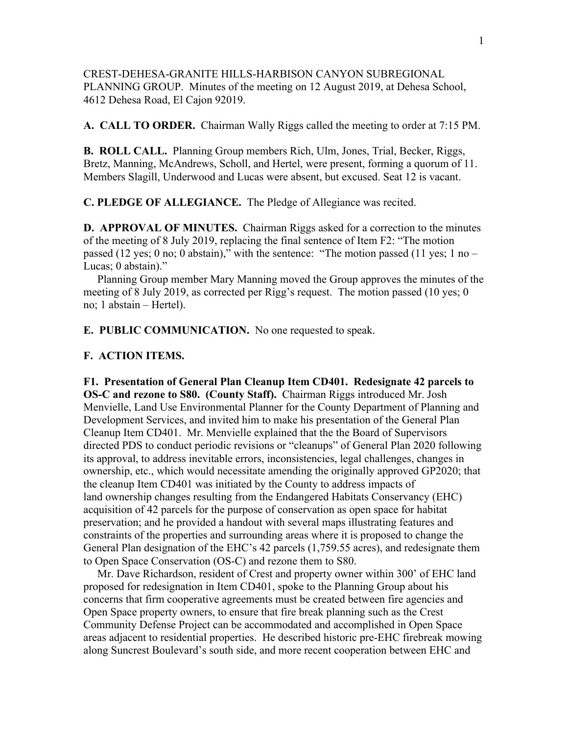CREST-DEHESA-GRANITE HILLS-HARBISON CANYON SUBREGIONAL PLANNING GROUP. Minutes of the meeting on 12 August 2019, at Dehesa School, 4612 Dehesa Road, El Cajon 92019.

**A. CALL TO ORDER.** Chairman Wally Riggs called the meeting to order at 7:15 PM.

**B. ROLL CALL.** Planning Group members Rich, Ulm, Jones, Trial, Becker, Riggs, Bretz, Manning, McAndrews, Scholl, and Hertel, were present, forming a quorum of 11. Members Slagill, Underwood and Lucas were absent, but excused. Seat 12 is vacant.

**C. PLEDGE OF ALLEGIANCE.** The Pledge of Allegiance was recited.

**D. APPROVAL OF MINUTES.** Chairman Riggs asked for a correction to the minutes of the meeting of 8 July 2019, replacing the final sentence of Item F2: "The motion passed (12 yes; 0 no; 0 abstain)," with the sentence: "The motion passed (11 yes; 1 no – Lucas; 0 abstain)."

Planning Group member Mary Manning moved the Group approves the minutes of the meeting of 8 July 2019, as corrected per Rigg's request. The motion passed (10 yes; 0 no; 1 abstain – Hertel).

**E. PUBLIC COMMUNICATION.** No one requested to speak.

**F. ACTION ITEMS.**

**F1. Presentation of General Plan Cleanup Item CD401. Redesignate 42 parcels to OS-C and rezone to S80. (County Staff).** Chairman Riggs introduced Mr. Josh Menvielle, Land Use Environmental Planner for the County Department of Planning and Development Services, and invited him to make his presentation of the General Plan Cleanup Item CD401. Mr. Menvielle explained that the the Board of Supervisors directed PDS to conduct periodic revisions or "cleanups" of General Plan 2020 following its approval, to address inevitable errors, inconsistencies, legal challenges, changes in ownership, etc., which would necessitate amending the originally approved GP2020; that the cleanup Item CD401 was initiated by the County to address impacts of land ownership changes resulting from the Endangered Habitats Conservancy (EHC) acquisition of 42 parcels for the purpose of conservation as open space for habitat preservation; and he provided a handout with several maps illustrating features and constraints of the properties and surrounding areas where it is proposed to change the General Plan designation of the EHC's 42 parcels (1,759.55 acres), and redesignate them to Open Space Conservation (OS-C) and rezone them to S80.

Mr. Dave Richardson, resident of Crest and property owner within 300' of EHC land proposed for redesignation in Item CD401, spoke to the Planning Group about his concerns that firm cooperative agreements must be created between fire agencies and Open Space property owners, to ensure that fire break planning such as the Crest Community Defense Project can be accommodated and accomplished in Open Space areas adjacent to residential properties. He described historic pre-EHC firebreak mowing along Suncrest Boulevard's south side, and more recent cooperation between EHC and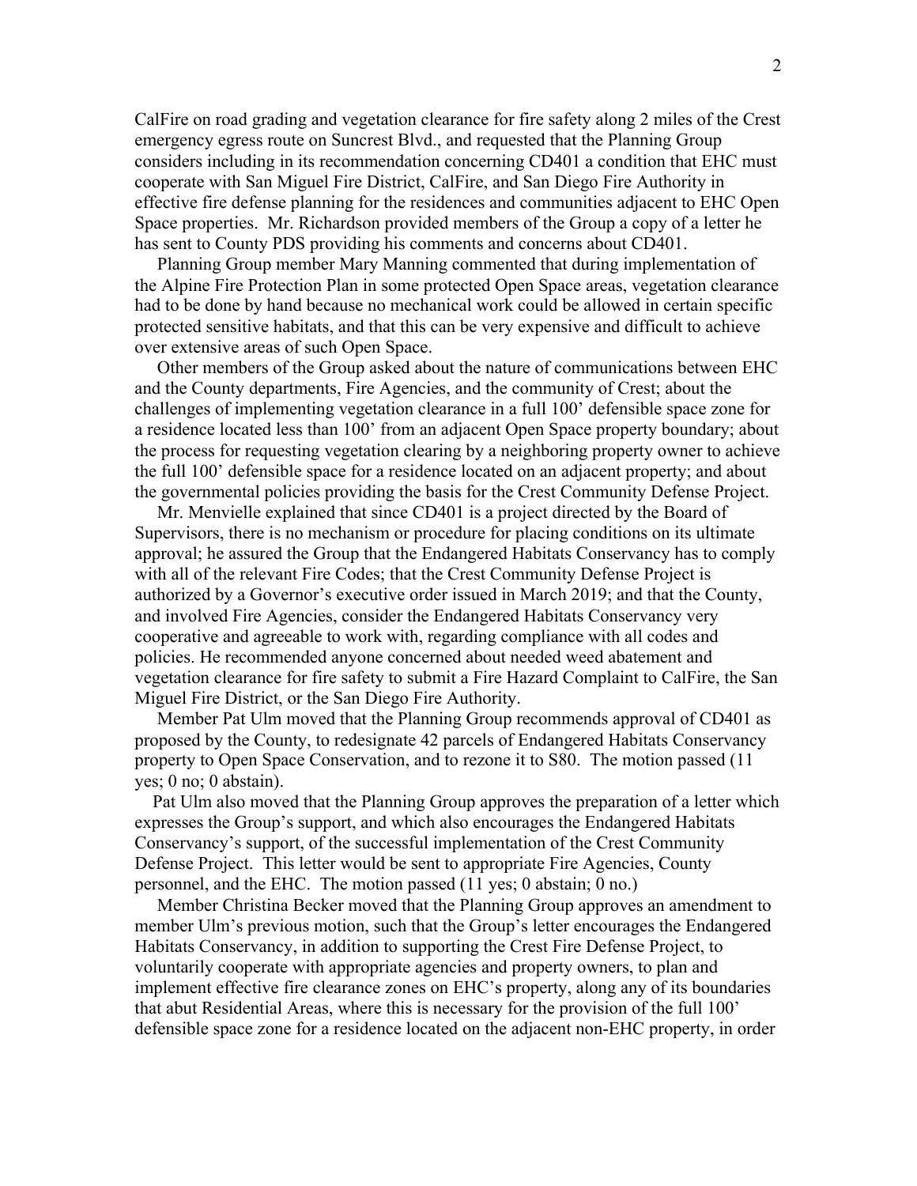CalFire on road grading and vegetation clearance for fire safety along 2 miles of the Crest emergency egress route on Suncrest Blvd., and requested that the Planning Group considers including in its recommendation concerning CD401 a condition that EHC must cooperate with San Miguel Fire District, CalFire, and San Diego Fire Authority in effective fire defense planning for the residences and communities adjacent to EHC Open Space properties. Mr. Richardson provided members of the Group a copy of a letter he has sent to County PDS providing his comments and concerns about CD401.

Planning Group member Mary Manning commented that during implementation of the Alpine Fire Protection Plan in some protected Open Space areas, vegetation clearance had to be done by hand because no mechanical work could be allowed in certain specific protected sensitive habitats, and that this can be very expensive and difficult to achieve over extensive areas of such Open Space.

Other members of the Group asked about the nature of communications between EHC and the County departments, Fire Agencies, and the community of Crest; about the challenges of implementing vegetation clearance in a full 100' defensible space zone for a residence located less than 100' from an adjacent Open Space property boundary; about the process for requesting vegetation clearing by a neighboring property owner to achieve the full 100' defensible space for a residence located on an adjacent property; and about the governmental policies providing the basis for the Crest Community Defense Project.

Mr. Menvielle explained that since CD401 is a project directed by the Board of Supervisors, there is no mechanism or procedure for placing conditions on its ultimate approval; he assured the Group that the Endangered Habitats Conservancy has to comply with all of the relevant Fire Codes; that the Crest Community Defense Project is authorized by a Governor's executive order issued in March 2019; and that the County, and involved Fire Agencies, consider the Endangered Habitats Conservancy very cooperative and agreeable to work with, regarding compliance with all codes and policies. He recommended anyone concerned about needed weed abatement and vegetation clearance for fire safety to submit a Fire Hazard Complaint to CalFire, the San Miguel Fire District, or the San Diego Fire Authority.

Member Pat Ulm moved that the Planning Group recommends approval of CD401 as proposed by the County, to redesignate 42 parcels of Endangered Habitats Conservancy property to Open Space Conservation, and to rezone it to S80. The motion passed (11 yes; 0 no; 0 abstain).

Pat Ulm also moved that the Planning Group approves the preparation of a letter which expresses the Group's support, and which also encourages the Endangered Habitats Conservancy's support, of the successful implementation of the Crest Community Defense Project. This letter would be sent to appropriate Fire Agencies, County personnel, and the EHC. The motion passed (11 yes; 0 abstain; 0 no.)

Member Christina Becker moved that the Planning Group approves an amendment to member Ulm's previous motion, such that the Group's letter encourages the Endangered Habitats Conservancy, in addition to supporting the Crest Fire Defense Project, to voluntarily cooperate with appropriate agencies and property owners, to plan and implement effective fire clearance zones on EHC's property, along any of its boundaries that abut Residential Areas, where this is necessary for the provision of the full 100' defensible space zone for a residence located on the adjacent non-EHC property, in order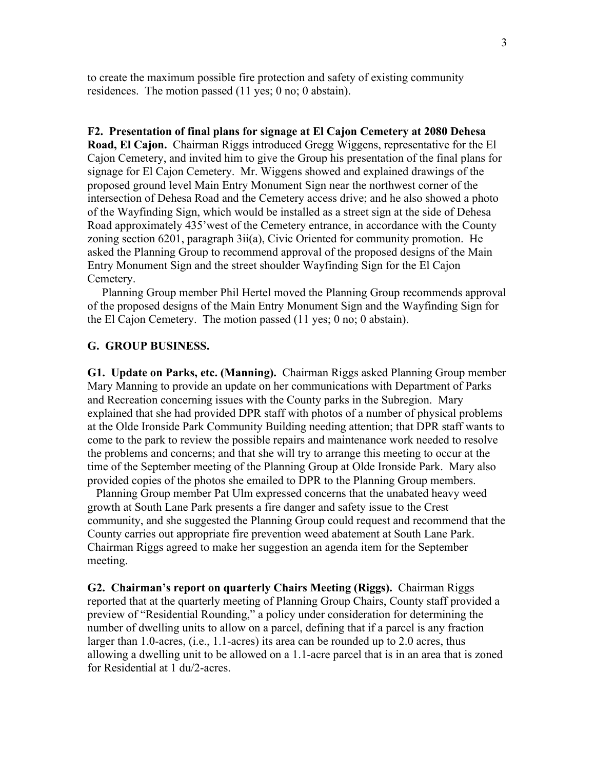to create the maximum possible fire protection and safety of existing community residences. The motion passed (11 yes; 0 no; 0 abstain).

**F2. Presentation of final plans for signage at El Cajon Cemetery at 2080 Dehesa Road, El Cajon.** Chairman Riggs introduced Gregg Wiggens, representative for the El Cajon Cemetery, and invited him to give the Group his presentation of the final plans for signage for El Cajon Cemetery. Mr. Wiggens showed and explained drawings of the proposed ground level Main Entry Monument Sign near the northwest corner of the intersection of Dehesa Road and the Cemetery access drive; and he also showed a photo of the Wayfinding Sign, which would be installed as a street sign at the side of Dehesa Road approximately 435'west of the Cemetery entrance, in accordance with the County zoning section 6201, paragraph 3ii(a), Civic Oriented for community promotion. He asked the Planning Group to recommend approval of the proposed designs of the Main Entry Monument Sign and the street shoulder Wayfinding Sign for the El Cajon Cemetery.

Planning Group member Phil Hertel moved the Planning Group recommends approval of the proposed designs of the Main Entry Monument Sign and the Wayfinding Sign for the El Cajon Cemetery. The motion passed (11 yes; 0 no; 0 abstain).

## G. GROUP BUSINESS.

**G1. Update on Parks, etc. (Manning).** Chairman Riggs asked Planning Group member Mary Manning to provide an update on her communications with Department of Parks and Recreation concerning issues with the County parks in the Subregion. Mary explained that she had provided DPR staff with photos of a number of physical problems at the Olde Ironside Park Community Building needing attention; that DPR staff wants to come to the park to review the possible repairs and maintenance work needed to resolve the problems and concerns; and that she will try to arrange this meeting to occur at the time of the September meeting of the Planning Group at Olde Ironside Park. Mary also provided copies of the photos she emailed to DPR to the Planning Group members.

Planning Group member Pat Ulm expressed concerns that the unabated heavy weed growth at South Lane Park presents a fire danger and safety issue to the Crest community, and she suggested the Planning Group could request and recommend that the County carries out appropriate fire prevention weed abatement at South Lane Park. Chairman Riggs agreed to make her suggestion an agenda item for the September meeting.

**G2. Chairman's report on quarterly Chairs Meeting (Riggs).** Chairman Riggs reported that at the quarterly meeting of Planning Group Chairs, County staff provided a preview of "Residential Rounding," a policy under consideration for determining the number of dwelling units to allow on a parcel, defining that if a parcel is any fraction larger than 1.0-acres, (i.e., 1.1-acres) its area can be rounded up to 2.0 acres, thus allowing a dwelling unit to be allowed on a 1.1-acre parcel that is in an area that is zoned for Residential at 1 du/2-acres.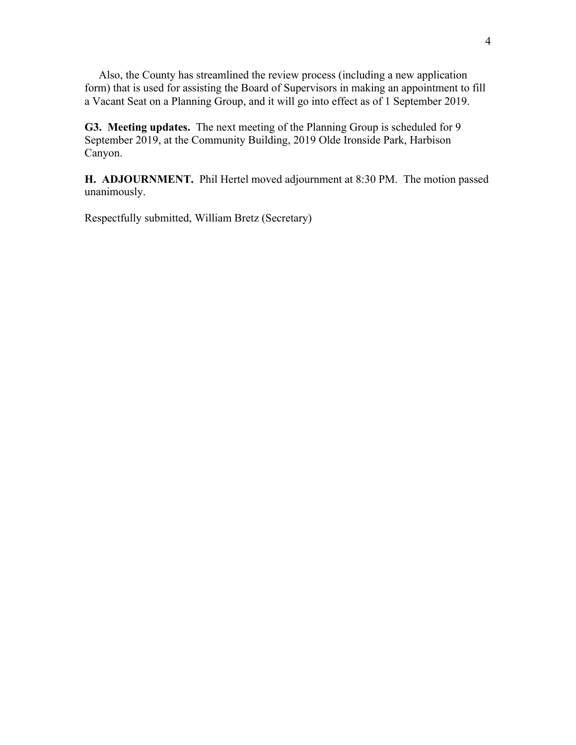Also, the County has streamlined the review process (including a new application form) that is used for assisting the Board of Supervisors in making an appointment to fill a Vacant Seat on a Planning Group, and it will go into effect as of 1 September 2019.

**G3. Meeting updates.** The next meeting of the Planning Group is scheduled for 9 September 2019, at the Community Building, 2019 Olde Ironside Park, Harbison Canyon.

**H. ADJOURNMENT.** Phil Hertel moved adjournment at 8:30 PM. The motion passed unanimously.

Respectfully submitted, William Bretz (Secretary)